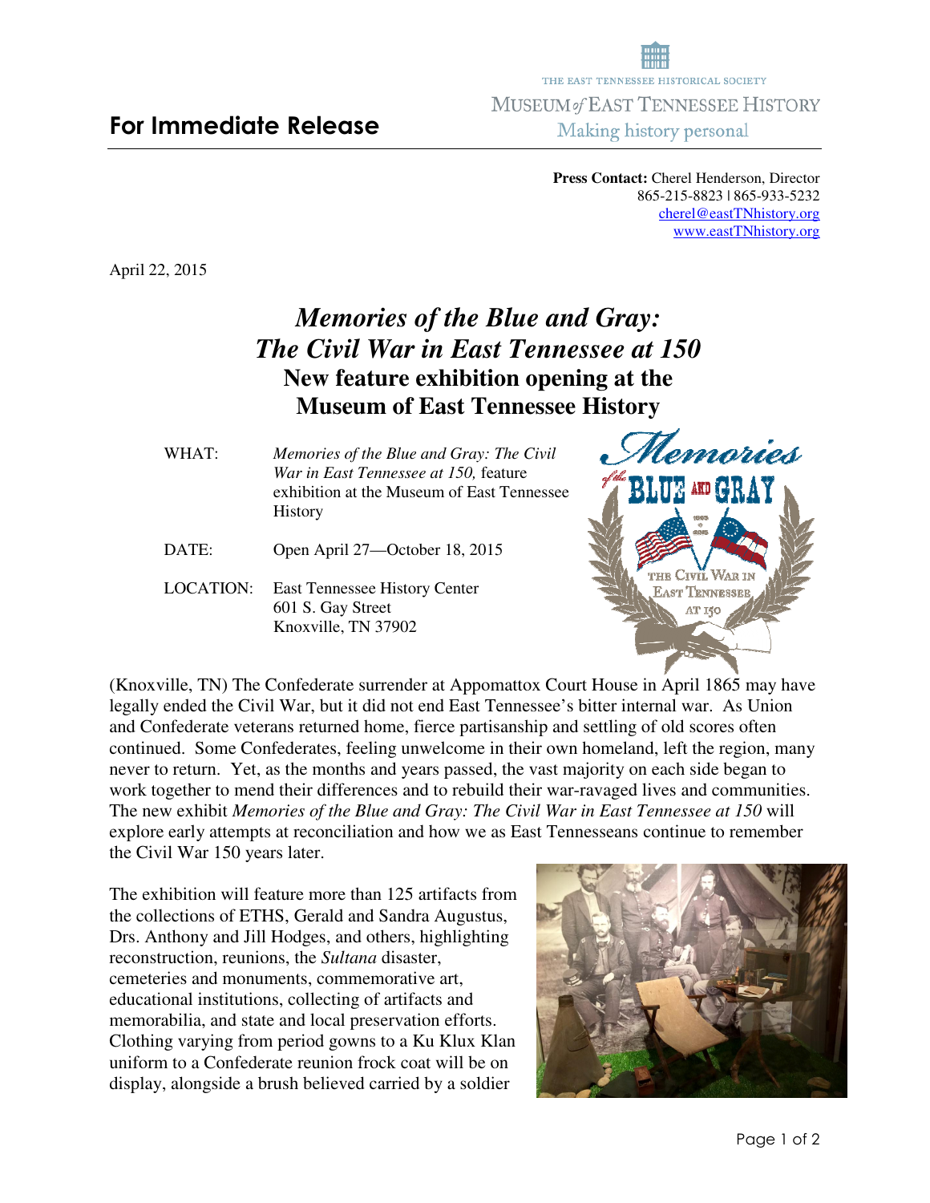# For Immediate Release

THE EAST TENNESSEE HISTORICAL SOCIETY
MUSEUM *of* EAST TENNESSEE HISTORY
Making history personal

**Press Contact:** Cherel Henderson, Director
865-215-8823 | 865-933-5232
cherel@eastTNhistory.org
www.eastTNhistory.org

April 22, 2015

## *Memories of the Blue and Gray: The Civil War in East Tennessee at 150*
## New feature exhibition opening at the Museum of East Tennessee History

WHAT: *Memories of the Blue and Gray: The Civil War in East Tennessee at 150,* feature exhibition at the Museum of East Tennessee History

DATE: Open April 27—October 18, 2015

LOCATION: East Tennessee History Center
601 S. Gay Street
Knoxville, TN 37902

(Knoxville, TN) The Confederate surrender at Appomattox Court House in April 1865 may have legally ended the Civil War, but it did not end East Tennessee's bitter internal war. As Union and Confederate veterans returned home, fierce partisanship and settling of old scores often continued. Some Confederates, feeling unwelcome in their own homeland, left the region, many never to return. Yet, as the months and years passed, the vast majority on each side began to work together to mend their differences and to rebuild their war-ravaged lives and communities. The new exhibit *Memories of the Blue and Gray: The Civil War in East Tennessee at 150* will explore early attempts at reconciliation and how we as East Tennesseans continue to remember the Civil War 150 years later.

The exhibition will feature more than 125 artifacts from the collections of ETHS, Gerald and Sandra Augustus, Drs. Anthony and Jill Hodges, and others, highlighting reconstruction, reunions, the *Sultana* disaster, cemeteries and monuments, commemorative art, educational institutions, collecting of artifacts and memorabilia, and state and local preservation efforts. Clothing varying from period gowns to a Ku Klux Klan uniform to a Confederate reunion frock coat will be on display, alongside a brush believed carried by a soldier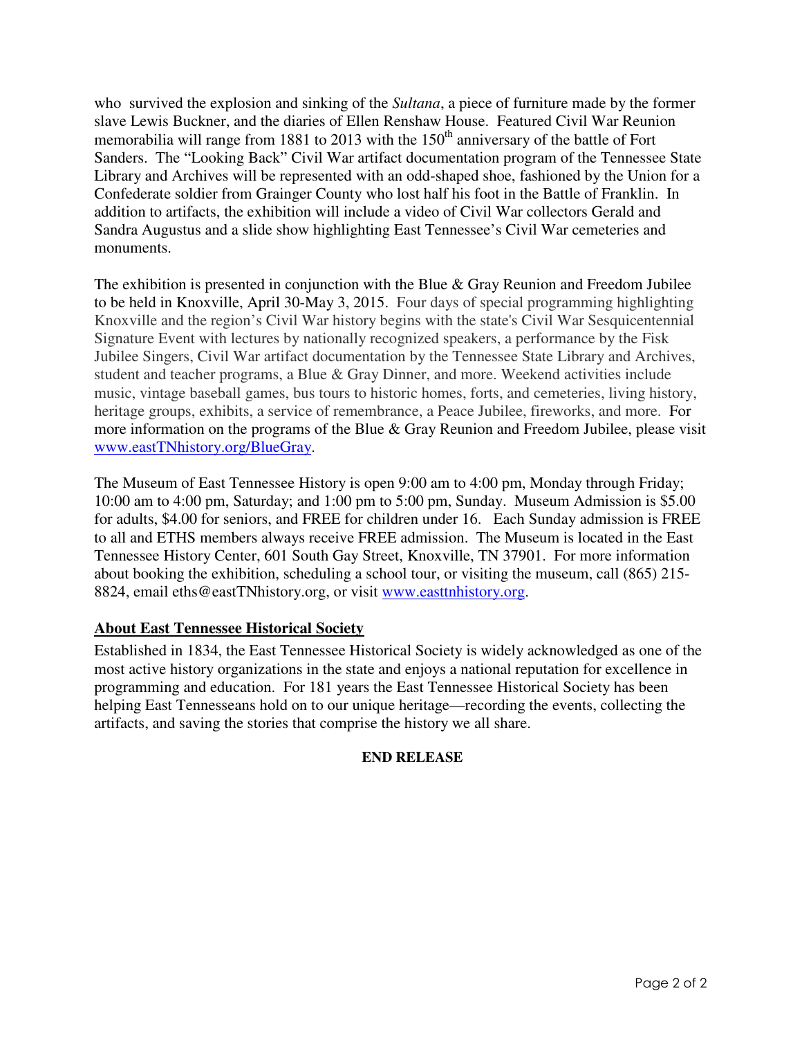who survived the explosion and sinking of the *Sultana*, a piece of furniture made by the former slave Lewis Buckner, and the diaries of Ellen Renshaw House. Featured Civil War Reunion memorabilia will range from 1881 to 2013 with the 150th anniversary of the battle of Fort Sanders. The "Looking Back" Civil War artifact documentation program of the Tennessee State Library and Archives will be represented with an odd-shaped shoe, fashioned by the Union for a Confederate soldier from Grainger County who lost half his foot in the Battle of Franklin. In addition to artifacts, the exhibition will include a video of Civil War collectors Gerald and Sandra Augustus and a slide show highlighting East Tennessee's Civil War cemeteries and monuments.

The exhibition is presented in conjunction with the Blue & Gray Reunion and Freedom Jubilee to be held in Knoxville, April 30-May 3, 2015. Four days of special programming highlighting Knoxville and the region's Civil War history begins with the state's Civil War Sesquicentennial Signature Event with lectures by nationally recognized speakers, a performance by the Fisk Jubilee Singers, Civil War artifact documentation by the Tennessee State Library and Archives, student and teacher programs, a Blue & Gray Dinner, and more. Weekend activities include music, vintage baseball games, bus tours to historic homes, forts, and cemeteries, living history, heritage groups, exhibits, a service of remembrance, a Peace Jubilee, fireworks, and more. For more information on the programs of the Blue & Gray Reunion and Freedom Jubilee, please visit [www.eastTNhistory.org/BlueGray](www.eastTNhistory.org/BlueGray).

The Museum of East Tennessee History is open 9:00 am to 4:00 pm, Monday through Friday; 10:00 am to 4:00 pm, Saturday; and 1:00 pm to 5:00 pm, Sunday. Museum Admission is $5.00 for adults, $4.00 for seniors, and FREE for children under 16. Each Sunday admission is FREE to all and ETHS members always receive FREE admission. The Museum is located in the East Tennessee History Center, 601 South Gay Street, Knoxville, TN 37901. For more information about booking the exhibition, scheduling a school tour, or visiting the museum, call (865) 215-8824, email eths@eastTNhistory.org, or visit [www.easttnhistory.org](www.easttnhistory.org).

**About East Tennessee Historical Society**

Established in 1834, the East Tennessee Historical Society is widely acknowledged as one of the most active history organizations in the state and enjoys a national reputation for excellence in programming and education. For 181 years the East Tennessee Historical Society has been helping East Tennesseans hold on to our unique heritage—recording the events, collecting the artifacts, and saving the stories that comprise the history we all share.

**END RELEASE**